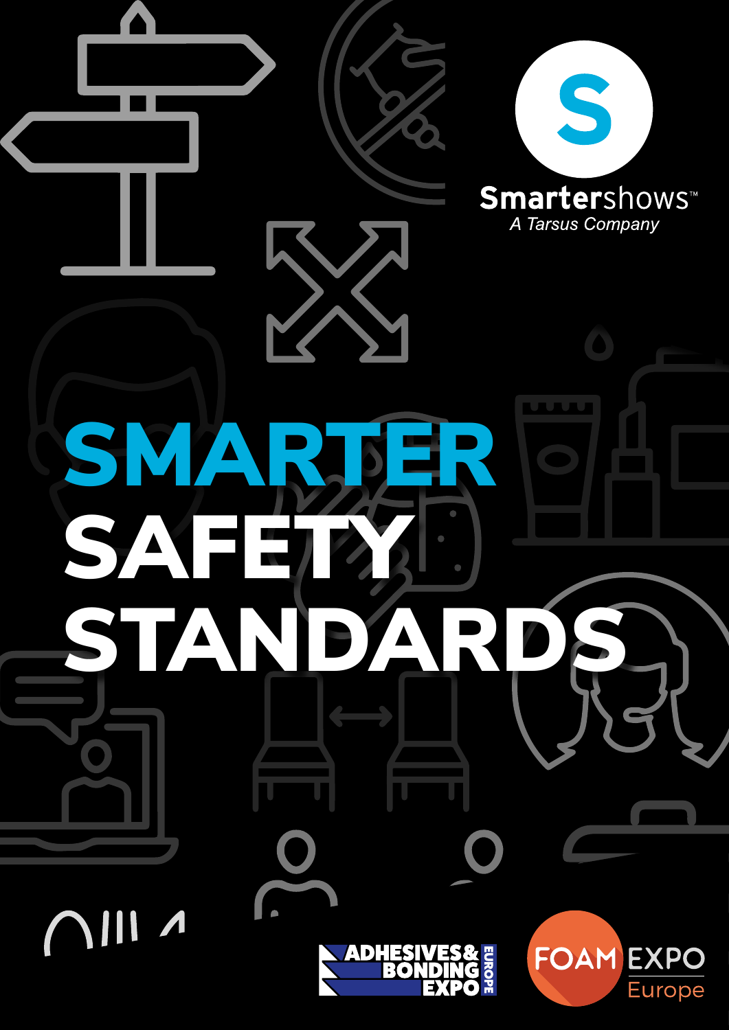Smartershows™

*A Tarsus Company*

# SMARTER SAFETY STANDARDS

ADHESIVES & BONDING EXPO EUROPE

FOAM EXPO Europe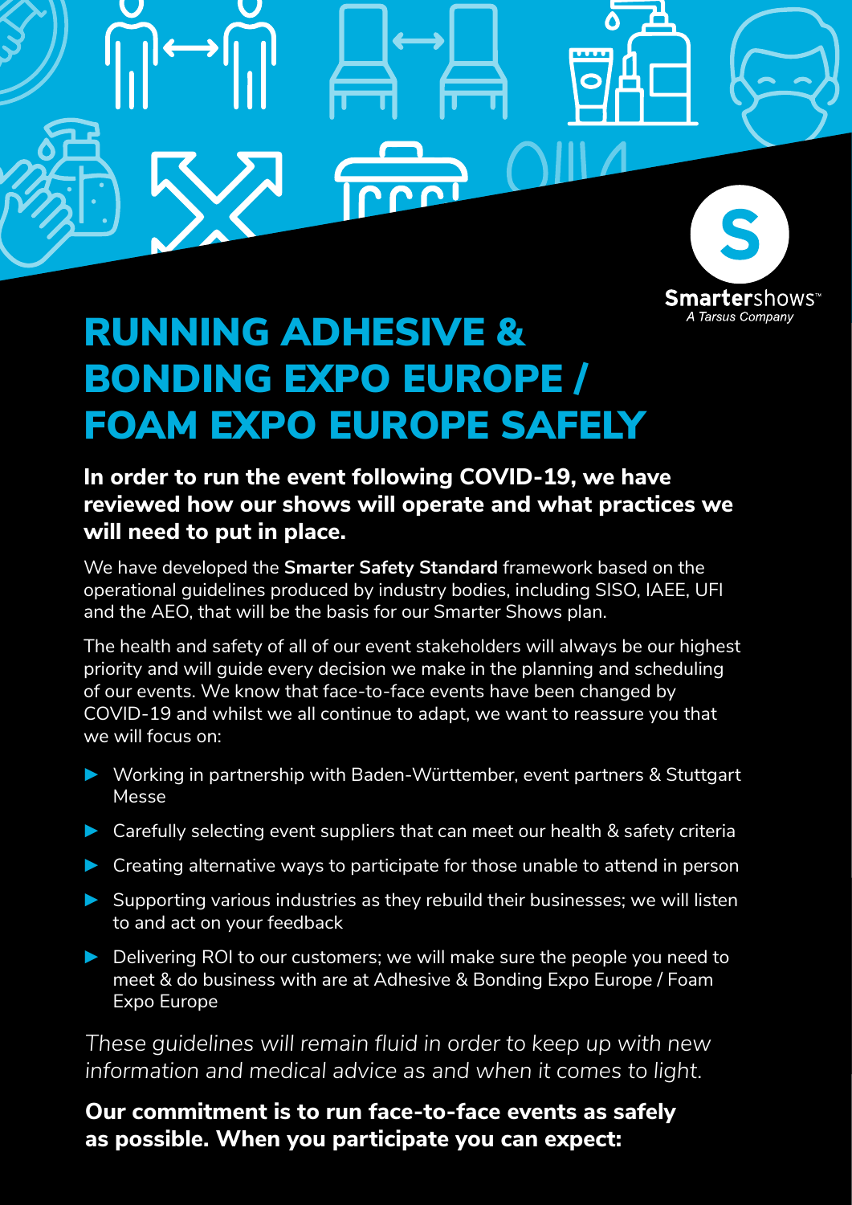Smartershows™
A Tarsus Company

# RUNNING ADHESIVE & BONDING EXPO EUROPE / FOAM EXPO EUROPE SAFELY

**In order to run the event following COVID-19, we have reviewed how our shows will operate and what practices we will need to put in place.**

We have developed the **Smarter Safety Standard** framework based on the operational guidelines produced by industry bodies, including SISO, IAEE, UFI and the AEO, that will be the basis for our Smarter Shows plan.

The health and safety of all of our event stakeholders will always be our highest priority and will guide every decision we make in the planning and scheduling of our events. We know that face-to-face events have been changed by COVID-19 and whilst we all continue to adapt, we want to reassure you that we will focus on:

- Working in partnership with Baden-Württember, event partners & Stuttgart Messe
- Carefully selecting event suppliers that can meet our health & safety criteria
- Creating alternative ways to participate for those unable to attend in person
- Supporting various industries as they rebuild their businesses; we will listen to and act on your feedback
- Delivering ROI to our customers; we will make sure the people you need to meet & do business with are at Adhesive & Bonding Expo Europe / Foam Expo Europe

*These guidelines will remain fluid in order to keep up with new information and medical advice as and when it comes to light.*

**Our commitment is to run face-to-face events as safely as possible. When you participate you can expect:**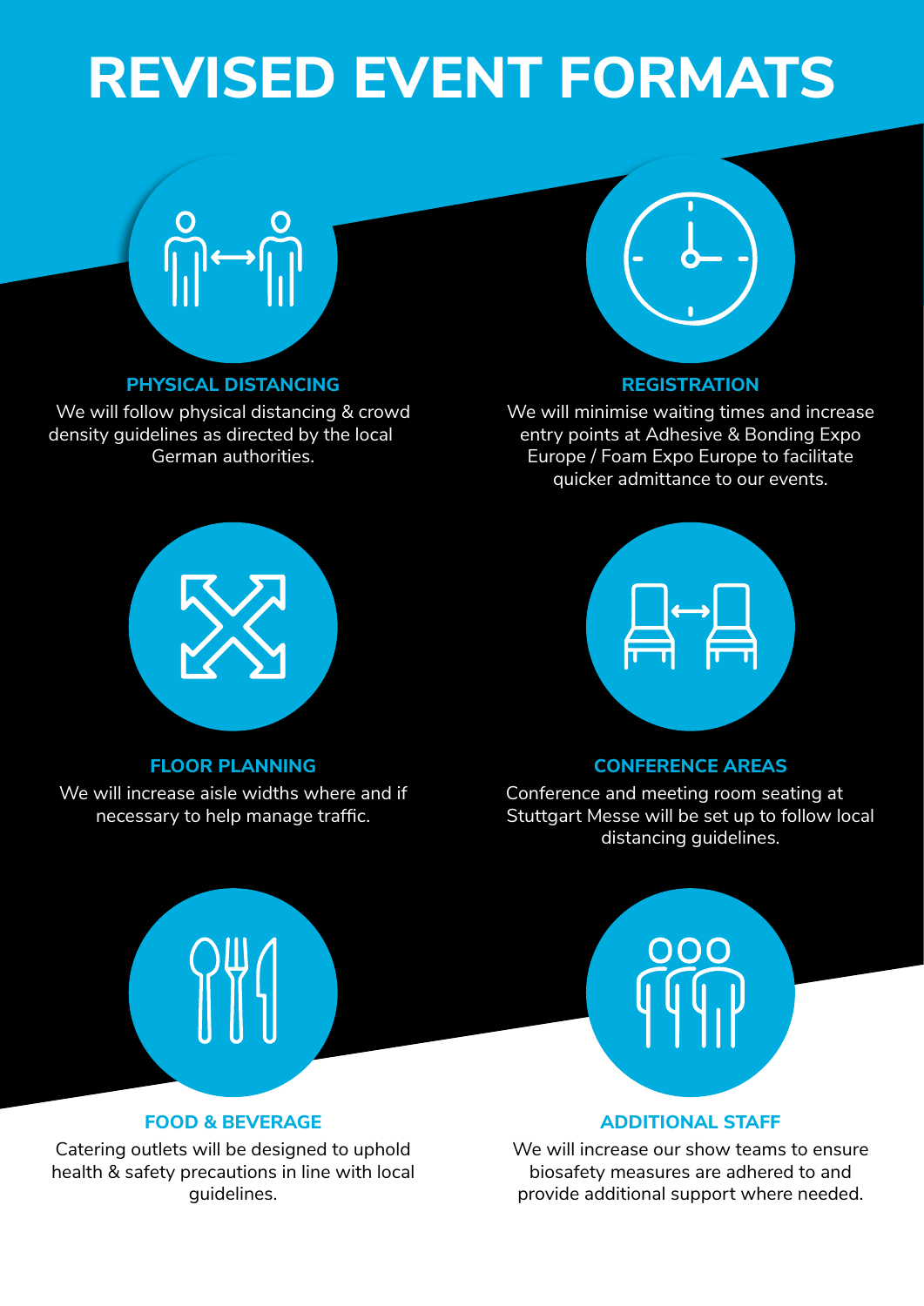# REVISED EVENT FORMATS

## PHYSICAL DISTANCING

We will follow physical distancing & crowd density guidelines as directed by the local German authorities.

## REGISTRATION

We will minimise waiting times and increase entry points at Adhesive & Bonding Expo Europe / Foam Expo Europe to facilitate quicker admittance to our events.

## FLOOR PLANNING

We will increase aisle widths where and if necessary to help manage traffic.

## CONFERENCE AREAS

Conference and meeting room seating at Stuttgart Messe will be set up to follow local distancing guidelines.

## FOOD & BEVERAGE

Catering outlets will be designed to uphold health & safety precautions in line with local guidelines.

## ADDITIONAL STAFF

We will increase our show teams to ensure biosafety measures are adhered to and provide additional support where needed.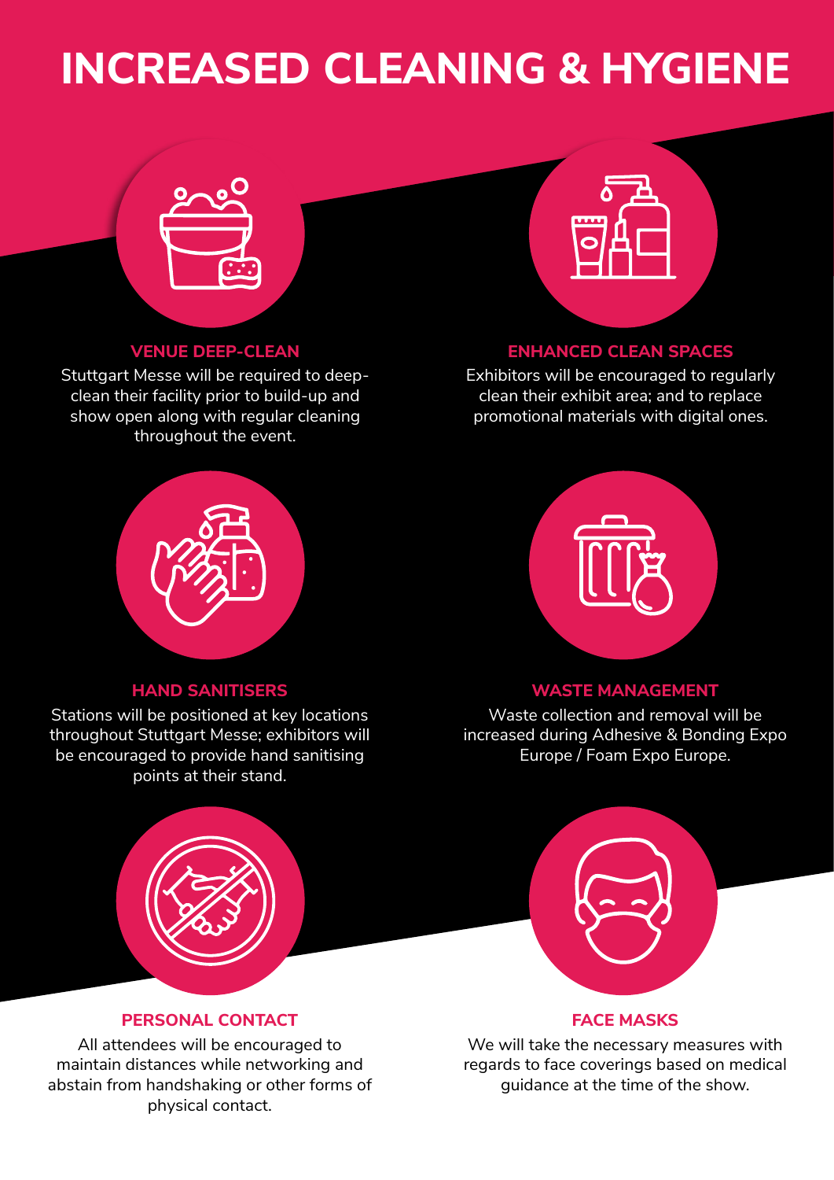# INCREASED CLEANING & HYGIENE

### VENUE DEEP-CLEAN

Stuttgart Messe will be required to deep-clean their facility prior to build-up and show open along with regular cleaning throughout the event.

### ENHANCED CLEAN SPACES

Exhibitors will be encouraged to regularly clean their exhibit area; and to replace promotional materials with digital ones.

### HAND SANITISERS

Stations will be positioned at key locations throughout Stuttgart Messe; exhibitors will be encouraged to provide hand sanitising points at their stand.

### WASTE MANAGEMENT

Waste collection and removal will be increased during Adhesive & Bonding Expo Europe / Foam Expo Europe.

### PERSONAL CONTACT

All attendees will be encouraged to maintain distances while networking and abstain from handshaking or other forms of physical contact.

### FACE MASKS

We will take the necessary measures with regards to face coverings based on medical guidance at the time of the show.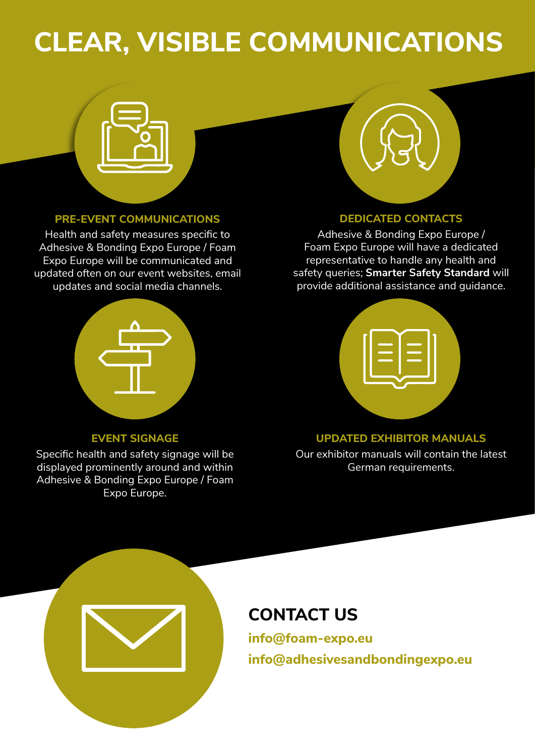# CLEAR, VISIBLE COMMUNICATIONS

### PRE-EVENT COMMUNICATIONS

Health and safety measures specific to Adhesive & Bonding Expo Europe / Foam Expo Europe will be communicated and updated often on our event websites, email updates and social media channels.

### DEDICATED CONTACTS

Adhesive & Bonding Expo Europe / Foam Expo Europe will have a dedicated representative to handle any health and safety queries; **Smarter Safety Standard** will provide additional assistance and guidance.

### EVENT SIGNAGE

Specific health and safety signage will be displayed prominently around and within Adhesive & Bonding Expo Europe / Foam Expo Europe.

### UPDATED EXHIBITOR MANUALS

Our exhibitor manuals will contain the latest German requirements.

## CONTACT US

**info@foam-expo.eu**

**info@adhesivesandbondingexpo.eu**